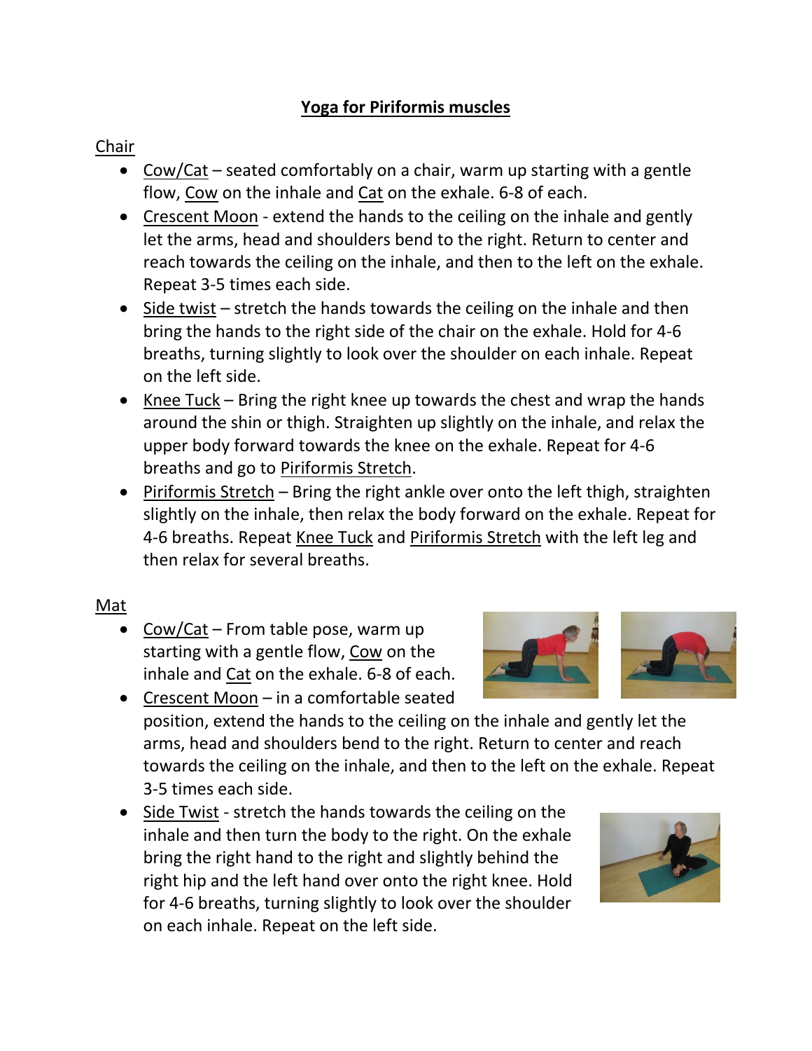# **Yoga for Piriformis muscles**

Chair

- Cow/Cat – seated comfortably on a chair, warm up starting with a gentle flow, Cow on the inhale and Cat on the exhale. 6-8 of each.
- Crescent Moon - extend the hands to the ceiling on the inhale and gently let the arms, head and shoulders bend to the right. Return to center and reach towards the ceiling on the inhale, and then to the left on the exhale. Repeat 3-5 times each side.
- Side twist – stretch the hands towards the ceiling on the inhale and then bring the hands to the right side of the chair on the exhale. Hold for 4-6 breaths, turning slightly to look over the shoulder on each inhale. Repeat on the left side.
- Knee Tuck – Bring the right knee up towards the chest and wrap the hands around the shin or thigh. Straighten up slightly on the inhale, and relax the upper body forward towards the knee on the exhale. Repeat for 4-6 breaths and go to Piriformis Stretch.
- Piriformis Stretch – Bring the right ankle over onto the left thigh, straighten slightly on the inhale, then relax the body forward on the exhale. Repeat for 4-6 breaths. Repeat Knee Tuck and Piriformis Stretch with the left leg and then relax for several breaths.

Mat

- Cow/Cat – From table pose, warm up starting with a gentle flow, Cow on the inhale and Cat on the exhale. 6-8 of each.
- Crescent Moon – in a comfortable seated position, extend the hands to the ceiling on the inhale and gently let the arms, head and shoulders bend to the right. Return to center and reach towards the ceiling on the inhale, and then to the left on the exhale. Repeat 3-5 times each side.
- Side Twist - stretch the hands towards the ceiling on the inhale and then turn the body to the right. On the exhale bring the right hand to the right and slightly behind the right hip and the left hand over onto the right knee. Hold for 4-6 breaths, turning slightly to look over the shoulder on each inhale. Repeat on the left side.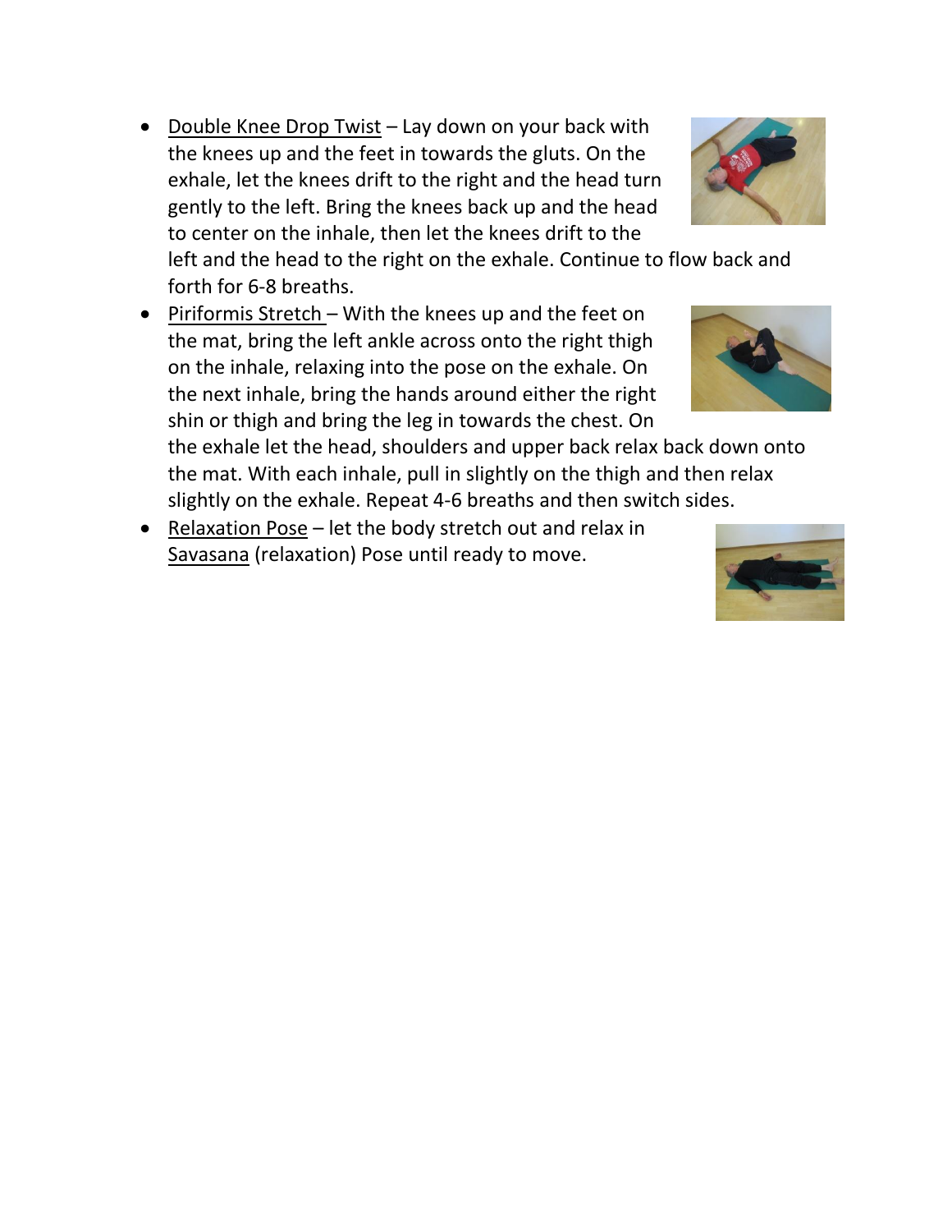- Double Knee Drop Twist – Lay down on your back with the knees up and the feet in towards the gluts. On the exhale, let the knees drift to the right and the head turn gently to the left. Bring the knees back up and the head to center on the inhale, then let the knees drift to the left and the head to the right on the exhale. Continue to flow back and forth for 6-8 breaths.
- Piriformis Stretch – With the knees up and the feet on the mat, bring the left ankle across onto the right thigh on the inhale, relaxing into the pose on the exhale. On the next inhale, bring the hands around either the right shin or thigh and bring the leg in towards the chest. On the exhale let the head, shoulders and upper back relax back down onto the mat. With each inhale, pull in slightly on the thigh and then relax slightly on the exhale. Repeat 4-6 breaths and then switch sides.
- Relaxation Pose – let the body stretch out and relax in Savasana (relaxation) Pose until ready to move.